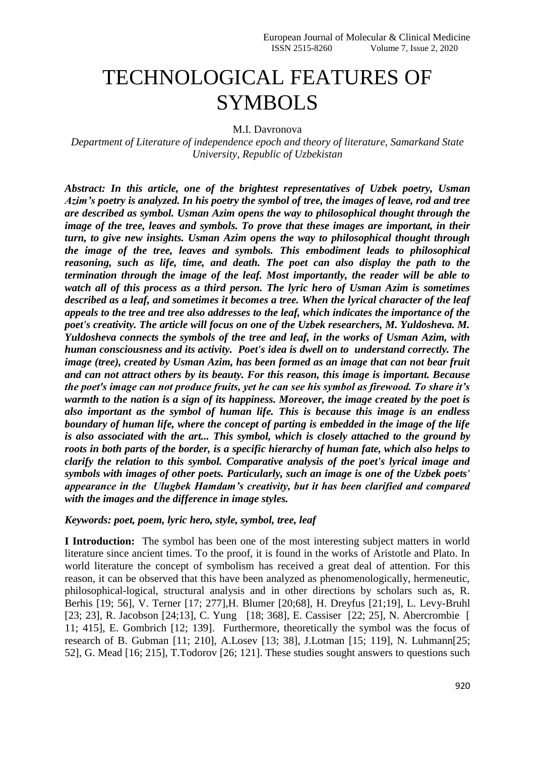# TECHNOLOGICAL FEATURES OF SYMBOLS

M.I. Davronova

*Department of Literature of independence epoch and theory of literature, Samarkand State University, Republic of Uzbekistan*

***Abstract: In this article, one of the brightest representatives of Uzbek poetry, Usman Azim's poetry is analyzed. In his poetry the symbol of tree, the images of leave, rod and tree are described as symbol. Usman Azim opens the way to philosophical thought through the image of the tree, leaves and symbols. To prove that these images are important, in their turn, to give new insights. Usman Azim opens the way to philosophical thought through the image of the tree, leaves and symbols. This embodiment leads to philosophical reasoning, such as life, time, and death. The poet can also display the path to the termination through the image of the leaf. Most importantly, the reader will be able to watch all of this process as a third person. The lyric hero of Usman Azim is sometimes described as a leaf, and sometimes it becomes a tree. When the lyrical character of the leaf appeals to the tree and tree also addresses to the leaf, which indicates the importance of the poet's creativity. The article will focus on one of the Uzbek researchers, M. Yuldosheva. M. Yuldosheva connects the symbols of the tree and leaf, in the works of Usman Azim, with human consciousness and its activity. Poet's idea is dwell on to understand correctly. The image (tree), created by Usman Azim, has been formed as an image that can not bear fruit and can not attract others by its beauty. For this reason, this image is important. Because the poet's image can not produce fruits, yet he can see his symbol as firewood. To share it's warmth to the nation is a sign of its happiness. Moreover, the image created by the poet is also important as the symbol of human life. This is because this image is an endless boundary of human life, where the concept of parting is embedded in the image of the life is also associated with the art... This symbol, which is closely attached to the ground by roots in both parts of the border, is a specific hierarchy of human fate, which also helps to clarify the relation to this symbol. Comparative analysis of the poet's lyrical image and symbols with images of other poets. Particularly, such an image is one of the Uzbek poets' appearance in the Ulugbek Hamdam's creativity, but it has been clarified and compared with the images and the difference in image styles.***

***Keywords: poet, poem, lyric hero, style, symbol, tree, leaf***

**I Introduction:** The symbol has been one of the most interesting subject matters in world literature since ancient times. To the proof, it is found in the works of Aristotle and Plato. In world literature the concept of symbolism has received a great deal of attention. For this reason, it can be observed that this have been analyzed as phenomenologically, hermeneutic, philosophical-logical, structural analysis and in other directions by scholars such as, R. Berhis [19; 56], V. Terner [17; 277],H. Blumer [20;68], H. Dreyfus [21;19], L. Levy-Bruhl [23; 23], R. Jacobson [24;13], C. Yung [18; 368], E. Cassiser [22; 25], N. Abercrombie [ 11; 415], E. Gombrich [12; 139]. Furthermore, theoretically the symbol was the focus of research of B. Gubman [11; 210], A.Losev [13; 38], J.Lotman [15; 119], N. Luhmann[25; 52], G. Mead [16; 215], T.Todorov [26; 121]. These studies sought answers to questions such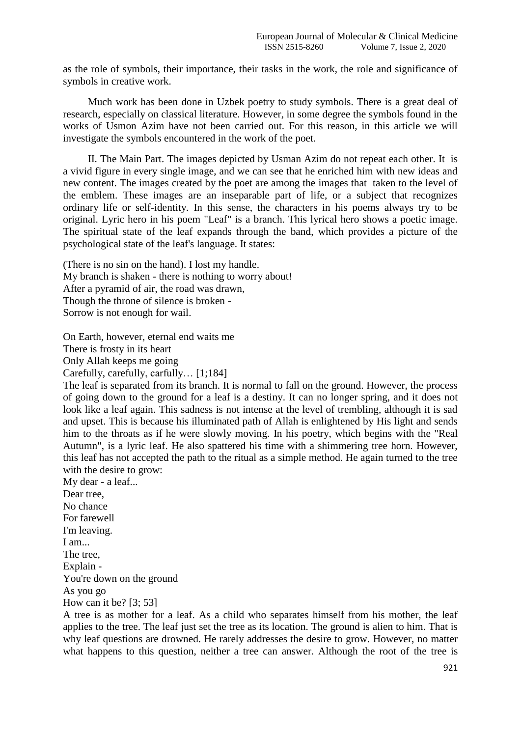as the role of symbols, their importance, their tasks in the work, the role and significance of symbols in creative work.

Much work has been done in Uzbek poetry to study symbols. There is a great deal of research, especially on classical literature. However, in some degree the symbols found in the works of Usmon Azim have not been carried out. For this reason, in this article we will investigate the symbols encountered in the work of the poet.

II. The Main Part. The images depicted by Usman Azim do not repeat each other. It is a vivid figure in every single image, and we can see that he enriched him with new ideas and new content. The images created by the poet are among the images that taken to the level of the emblem. These images are an inseparable part of life, or a subject that recognizes ordinary life or self-identity. In this sense, the characters in his poems always try to be original. Lyric hero in his poem "Leaf" is a branch. This lyrical hero shows a poetic image. The spiritual state of the leaf expands through the band, which provides a picture of the psychological state of the leaf's language. It states:

(There is no sin on the hand). I lost my handle.  
My branch is shaken - there is nothing to worry about!  
After a pyramid of air, the road was drawn,  
Though the throne of silence is broken -  
Sorrow is not enough for wail.

On Earth, however, eternal end waits me  
There is frosty in its heart  
Only Allah keeps me going  
Carefully, carefully, carfully… [1;184]

The leaf is separated from its branch. It is normal to fall on the ground. However, the process of going down to the ground for a leaf is a destiny. It can no longer spring, and it does not look like a leaf again. This sadness is not intense at the level of trembling, although it is sad and upset. This is because his illuminated path of Allah is enlightened by His light and sends him to the throats as if he were slowly moving. In his poetry, which begins with the "Real Autumn", is a lyric leaf. He also spattered his time with a shimmering tree horn. However, this leaf has not accepted the path to the ritual as a simple method. He again turned to the tree with the desire to grow:

My dear - a leaf...  
Dear tree,  
No chance  
For farewell  
I'm leaving.  
I am...  
The tree,  
Explain -  
You're down on the ground  
As you go  
How can it be? [3; 53]

A tree is as mother for a leaf. As a child who separates himself from his mother, the leaf applies to the tree. The leaf just set the tree as its location. The ground is alien to him. That is why leaf questions are drowned. He rarely addresses the desire to grow. However, no matter what happens to this question, neither a tree can answer. Although the root of the tree is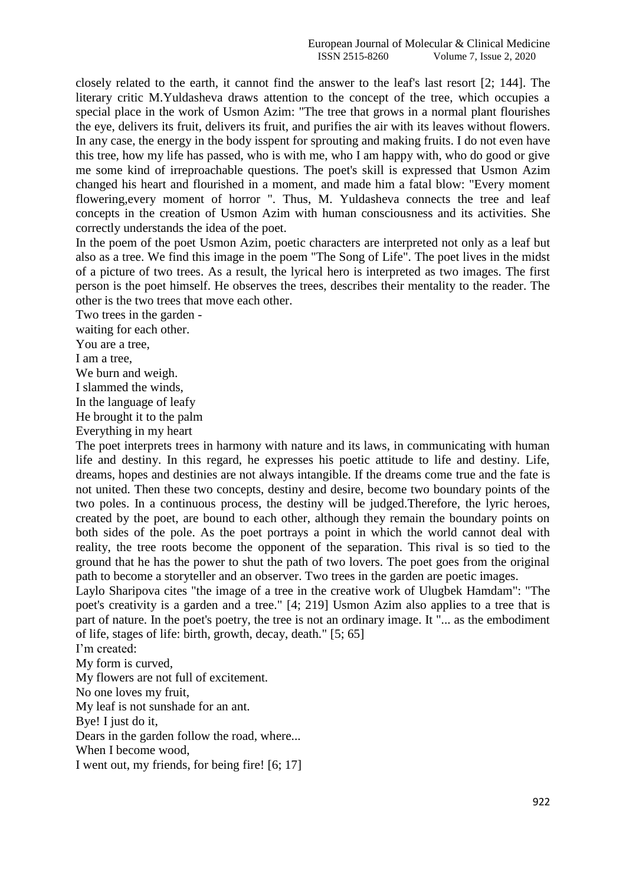closely related to the earth, it cannot find the answer to the leaf's last resort [2; 144]. The literary critic M.Yuldasheva draws attention to the concept of the tree, which occupies a special place in the work of Usmon Azim: "The tree that grows in a normal plant flourishes the eye, delivers its fruit, delivers its fruit, and purifies the air with its leaves without flowers. In any case, the energy in the body isspent for sprouting and making fruits. I do not even have this tree, how my life has passed, who is with me, who I am happy with, who do good or give me some kind of irreproachable questions. The poet's skill is expressed that Usmon Azim changed his heart and flourished in a moment, and made him a fatal blow: "Every moment flowering,every moment of horror ". Thus, M. Yuldasheva connects the tree and leaf concepts in the creation of Usmon Azim with human consciousness and its activities. She correctly understands the idea of the poet.

In the poem of the poet Usmon Azim, poetic characters are interpreted not only as a leaf but also as a tree. We find this image in the poem "The Song of Life". The poet lives in the midst of a picture of two trees. As a result, the lyrical hero is interpreted as two images. The first person is the poet himself. He observes the trees, describes their mentality to the reader. The other is the two trees that move each other.

Two trees in the garden -  
waiting for each other.  
You are a tree,  
I am a tree,  
We burn and weigh.  
I slammed the winds,  
In the language of leafy  
He brought it to the palm  
Everything in my heart

The poet interprets trees in harmony with nature and its laws, in communicating with human life and destiny. In this regard, he expresses his poetic attitude to life and destiny. Life, dreams, hopes and destinies are not always intangible. If the dreams come true and the fate is not united. Then these two concepts, destiny and desire, become two boundary points of the two poles. In a continuous process, the destiny will be judged.Therefore, the lyric heroes, created by the poet, are bound to each other, although they remain the boundary points on both sides of the pole. As the poet portrays a point in which the world cannot deal with reality, the tree roots become the opponent of the separation. This rival is so tied to the ground that he has the power to shut the path of two lovers. The poet goes from the original path to become a storyteller and an observer. Two trees in the garden are poetic images.

Laylo Sharipova cites "the image of a tree in the creative work of Ulugbek Hamdam": "The poet's creativity is a garden and a tree." [4; 219] Usmon Azim also applies to a tree that is part of nature. In the poet's poetry, the tree is not an ordinary image. It "... as the embodiment of life, stages of life: birth, growth, decay, death." [5; 65]

I'm created:  
My form is curved,  
My flowers are not full of excitement.  
No one loves my fruit,  
My leaf is not sunshade for an ant.  
Bye! I just do it,  
Dears in the garden follow the road, where...  
When I become wood,  
I went out, my friends, for being fire! [6; 17]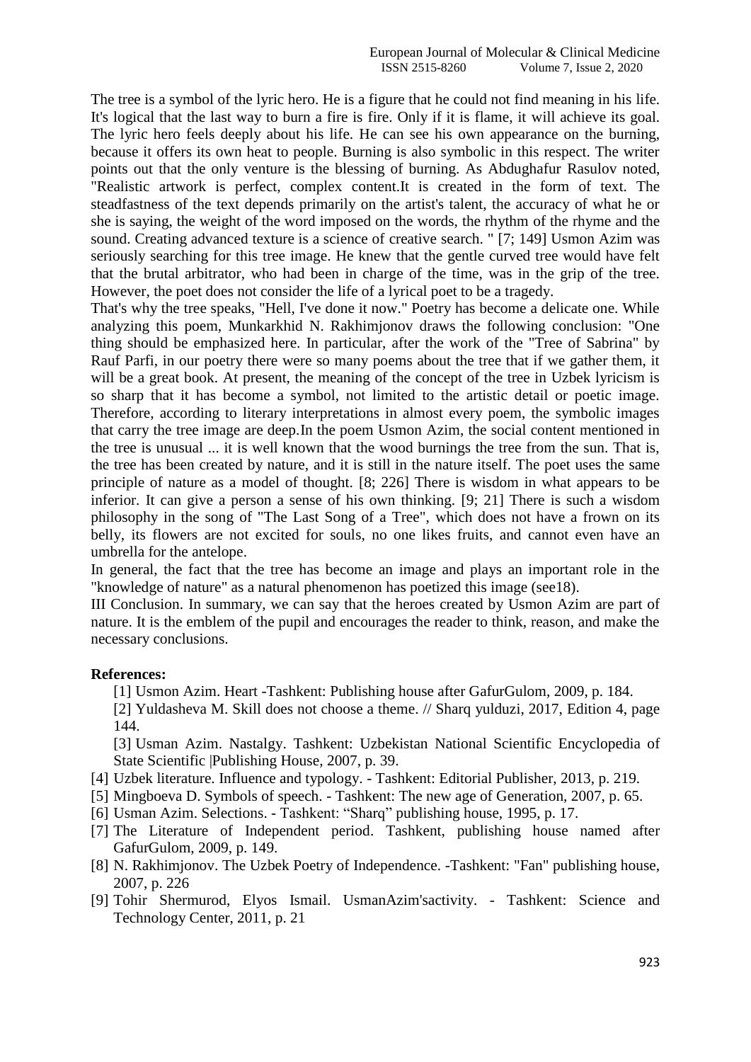The tree is a symbol of the lyric hero. He is a figure that he could not find meaning in his life. It's logical that the last way to burn a fire is fire. Only if it is flame, it will achieve its goal. The lyric hero feels deeply about his life. He can see his own appearance on the burning, because it offers its own heat to people. Burning is also symbolic in this respect. The writer points out that the only venture is the blessing of burning. As Abdughafur Rasulov noted, "Realistic artwork is perfect, complex content.It is created in the form of text. The steadfastness of the text depends primarily on the artist's talent, the accuracy of what he or she is saying, the weight of the word imposed on the words, the rhythm of the rhyme and the sound. Creating advanced texture is a science of creative search. " [7; 149] Usmon Azim was seriously searching for this tree image. He knew that the gentle curved tree would have felt that the brutal arbitrator, who had been in charge of the time, was in the grip of the tree. However, the poet does not consider the life of a lyrical poet to be a tragedy.

That's why the tree speaks, "Hell, I've done it now." Poetry has become a delicate one. While analyzing this poem, Munkarkhid N. Rakhimjonov draws the following conclusion: "One thing should be emphasized here. In particular, after the work of the "Tree of Sabrina" by Rauf Parfi, in our poetry there were so many poems about the tree that if we gather them, it will be a great book. At present, the meaning of the concept of the tree in Uzbek lyricism is so sharp that it has become a symbol, not limited to the artistic detail or poetic image. Therefore, according to literary interpretations in almost every poem, the symbolic images that carry the tree image are deep.In the poem Usmon Azim, the social content mentioned in the tree is unusual ... it is well known that the wood burnings the tree from the sun. That is, the tree has been created by nature, and it is still in the nature itself. The poet uses the same principle of nature as a model of thought. [8; 226] There is wisdom in what appears to be inferior. It can give a person a sense of his own thinking. [9; 21] There is such a wisdom philosophy in the song of "The Last Song of a Tree", which does not have a frown on its belly, its flowers are not excited for souls, no one likes fruits, and cannot even have an umbrella for the antelope.

In general, the fact that the tree has become an image and plays an important role in the "knowledge of nature" as a natural phenomenon has poetized this image (see18).

III Conclusion. In summary, we can say that the heroes created by Usmon Azim are part of nature. It is the emblem of the pupil and encourages the reader to think, reason, and make the necessary conclusions.

**References:**

[1] Usmon Azim. Heart -Tashkent: Publishing house after GafurGulom, 2009, p. 184.

[2] Yuldasheva M. Skill does not choose a theme. // Sharq yulduzi, 2017, Edition 4, page 144.

[3] Usman Azim. Nastalgy. Tashkent: Uzbekistan National Scientific Encyclopedia of State Scientific |Publishing House, 2007, p. 39.

[4] Uzbek literature. Influence and typology. - Tashkent: Editorial Publisher, 2013, p. 219.

[5] Mingboeva D. Symbols of speech. - Tashkent: The new age of Generation, 2007, p. 65.

[6] Usman Azim. Selections. - Tashkent: "Sharq" publishing house, 1995, p. 17.

[7] The Literature of Independent period. Tashkent, publishing house named after GafurGulom, 2009, p. 149.

[8] N. Rakhimjonov. The Uzbek Poetry of Independence. -Tashkent: "Fan" publishing house, 2007, p. 226

[9] Tohir Shermurod, Elyos Ismail. UsmanAzim'sactivity. - Tashkent: Science and Technology Center, 2011, p. 21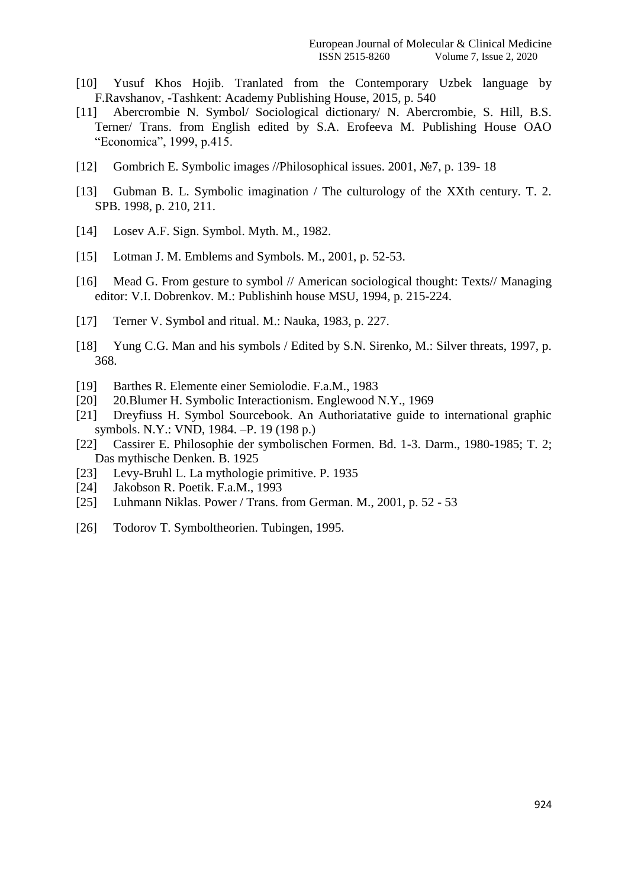[10] Yusuf Khos Hojib. Tranlated from the Contemporary Uzbek language by F.Ravshanov, -Tashkent: Academy Publishing House, 2015, p. 540

[11] Abercrombie N. Symbol/ Sociological dictionary/ N. Abercrombie, S. Hill, B.S. Terner/ Trans. from English edited by S.A. Erofeeva M. Publishing House OAO "Economica", 1999, p.415.

[12] Gombrich E. Symbolic images //Philosophical issues. 2001, №7, p. 139- 18

[13] Gubman B. L. Symbolic imagination / The culturology of the XXth century. T. 2. SPB. 1998, p. 210, 211.

[14] Losev A.F. Sign. Symbol. Myth. M., 1982.

[15] Lotman J. M. Emblems and Symbols. M., 2001, p. 52-53.

[16] Mead G. From gesture to symbol // American sociological thought: Texts// Managing editor: V.I. Dobrenkov. M.: Publishinh house MSU, 1994, p. 215-224.

[17] Terner V. Symbol and ritual. M.: Nauka, 1983, p. 227.

[18] Yung C.G. Man and his symbols / Edited by S.N. Sirenko, M.: Silver threats, 1997, p. 368.

[19] Barthes R. Elemente einer Semiolodie. F.a.M., 1983

[20] 20.Blumer H. Symbolic Interactionism. Englewood N.Y., 1969

[21] Dreyfiuss H. Symbol Sourcebook. An Authoriatative guide to international graphic symbols. N.Y.: VND, 1984. –P. 19 (198 p.)

[22] Cassirer E. Philosophie der symbolischen Formen. Bd. 1-3. Darm., 1980-1985; T. 2; Das mythische Denken. B. 1925

[23] Levy-Bruhl L. La mythologie primitive. P. 1935

[24] Jakobson R. Poetik. F.a.M., 1993

[25] Luhmann Niklas. Power / Trans. from German. M., 2001, p. 52 - 53

[26] Todorov T. Symboltheorien. Tubingen, 1995.